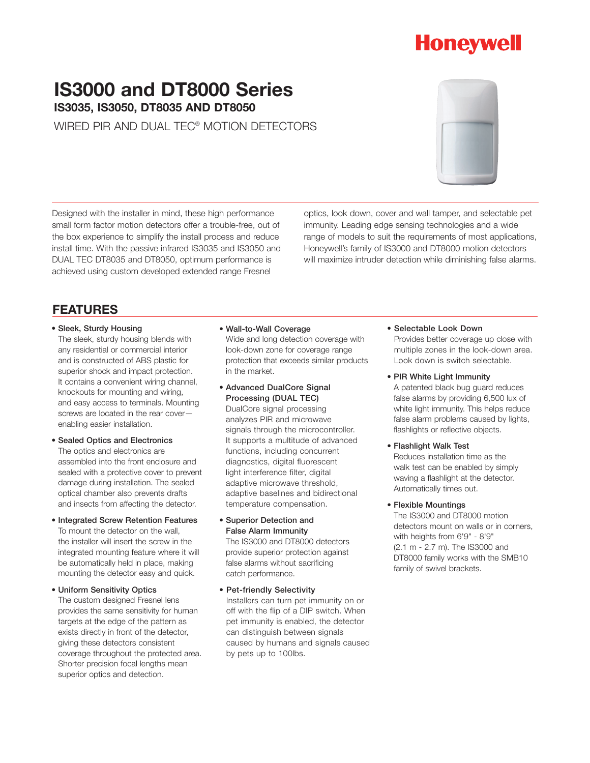Honeywell

# IS3000 and DT8000 Series

## IS3035, IS3050, DT8035 AND DT8050

WIRED PIR AND DUAL TEC® MOTION DETECTORS

Designed with the installer in mind, these high performance small form factor motion detectors offer a trouble-free, out of the box experience to simplify the install process and reduce install time. With the passive infrared IS3035 and IS3050 and DUAL TEC DT8035 and DT8050, optimum performance is achieved using custom developed extended range Fresnel optics, look down, cover and wall tamper, and selectable pet immunity. Leading edge sensing technologies and a wide range of models to suit the requirements of most applications, Honeywell's family of IS3000 and DT8000 motion detectors will maximize intruder detection while diminishing false alarms.

## FEATURES

- **Sleek, Sturdy Housing**
  The sleek, sturdy housing blends with any residential or commercial interior and is constructed of ABS plastic for superior shock and impact protection. It contains a convenient wiring channel, knockouts for mounting and wiring, and easy access to terminals. Mounting screws are located in the rear cover—enabling easier installation.

- **Sealed Optics and Electronics**
  The optics and electronics are assembled into the front enclosure and sealed with a protective cover to prevent damage during installation. The sealed optical chamber also prevents drafts and insects from affecting the detector.

- **Integrated Screw Retention Features**
  To mount the detector on the wall, the installer will insert the screw in the integrated mounting feature where it will be automatically held in place, making mounting the detector easy and quick.

- **Uniform Sensitivity Optics**
  The custom designed Fresnel lens provides the same sensitivity for human targets at the edge of the pattern as exists directly in front of the detector, giving these detectors consistent coverage throughout the protected area. Shorter precision focal lengths mean superior optics and detection.

- **Wall-to-Wall Coverage**
  Wide and long detection coverage with look-down zone for coverage range protection that exceeds similar products in the market.

- **Advanced DualCore Signal Processing (DUAL TEC)**
  DualCore signal processing analyzes PIR and microwave signals through the microcontroller. It supports a multitude of advanced functions, including concurrent diagnostics, digital fluorescent light interference filter, digital adaptive microwave threshold, adaptive baselines and bidirectional temperature compensation.

- **Superior Detection and False Alarm Immunity**
  The IS3000 and DT8000 detectors provide superior protection against false alarms without sacrificing catch performance.

- **Pet-friendly Selectivity**
  Installers can turn pet immunity on or off with the flip of a DIP switch. When pet immunity is enabled, the detector can distinguish between signals caused by humans and signals caused by pets up to 100lbs.

- **Selectable Look Down**
  Provides better coverage up close with multiple zones in the look-down area. Look down is switch selectable.

- **PIR White Light Immunity**
  A patented black bug guard reduces false alarms by providing 6,500 lux of white light immunity. This helps reduce false alarm problems caused by lights, flashlights or reflective objects.

- **Flashlight Walk Test**
  Reduces installation time as the walk test can be enabled by simply waving a flashlight at the detector. Automatically times out.

- **Flexible Mountings**
  The IS3000 and DT8000 motion detectors mount on walls or in corners, with heights from 6'9" - 8'9" (2.1 m - 2.7 m). The IS3000 and DT8000 family works with the SMB10 family of swivel brackets.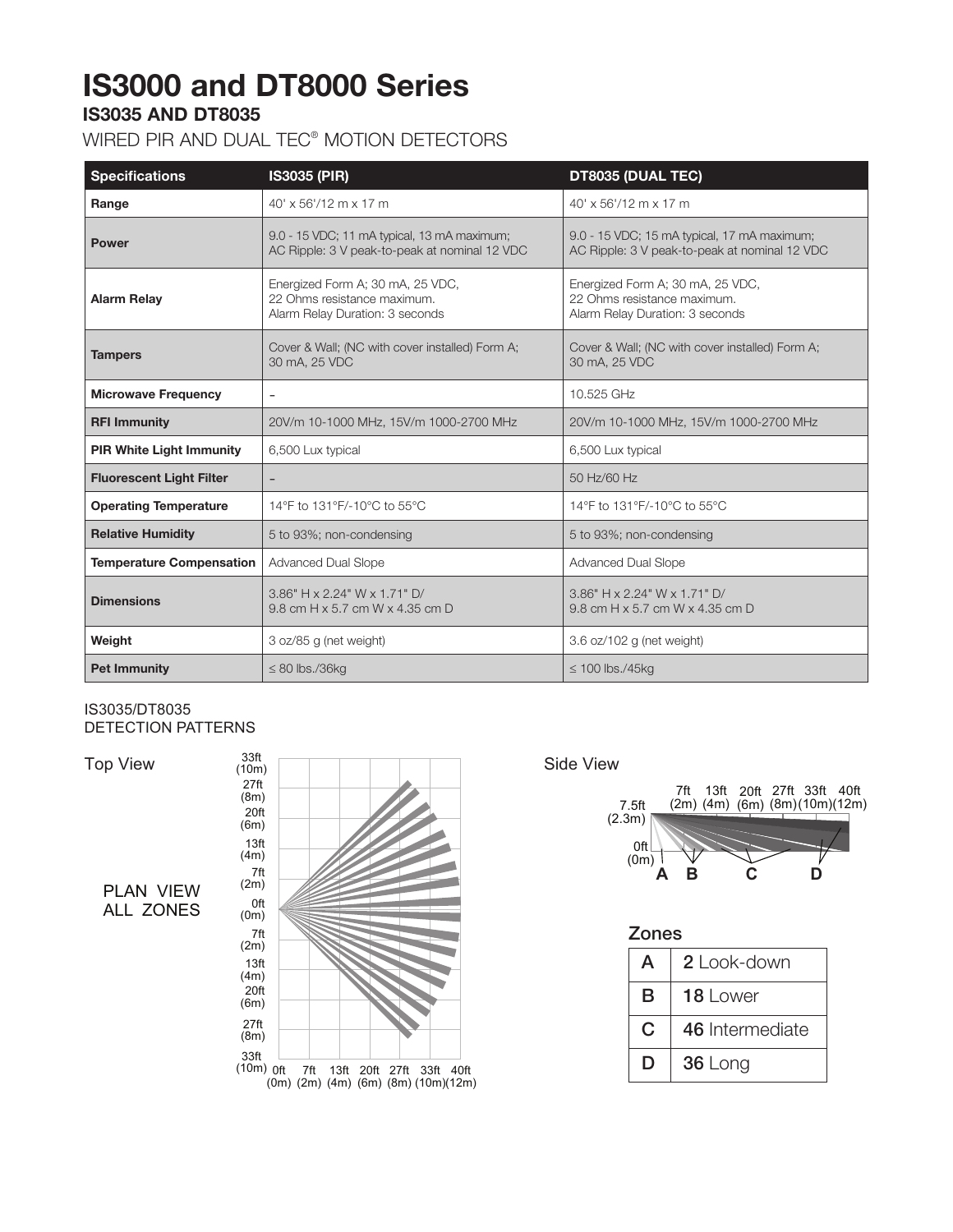# IS3000 and DT8000 Series

## IS3035 AND DT8035

WIRED PIR AND DUAL TEC® MOTION DETECTORS

| Specifications | IS3035 (PIR) | DT8035 (DUAL TEC) |
|---|---|---|
| Range | 40' x 56'/12 m x 17 m | 40' x 56'/12 m x 17 m |
| Power | 9.0 - 15 VDC; 11 mA typical, 13 mA maximum; AC Ripple: 3 V peak-to-peak at nominal 12 VDC | 9.0 - 15 VDC; 15 mA typical, 17 mA maximum; AC Ripple: 3 V peak-to-peak at nominal 12 VDC |
| Alarm Relay | Energized Form A; 30 mA, 25 VDC, 22 Ohms resistance maximum. Alarm Relay Duration: 3 seconds | Energized Form A; 30 mA, 25 VDC, 22 Ohms resistance maximum. Alarm Relay Duration: 3 seconds |
| Tampers | Cover & Wall; (NC with cover installed) Form A; 30 mA, 25 VDC | Cover & Wall; (NC with cover installed) Form A; 30 mA, 25 VDC |
| Microwave Frequency | – | 10.525 GHz |
| RFI Immunity | 20V/m 10-1000 MHz, 15V/m 1000-2700 MHz | 20V/m 10-1000 MHz, 15V/m 1000-2700 MHz |
| PIR White Light Immunity | 6,500 Lux typical | 6,500 Lux typical |
| Fluorescent Light Filter | – | 50 Hz/60 Hz |
| Operating Temperature | 14°F to 131°F/-10°C to 55°C | 14°F to 131°F/-10°C to 55°C |
| Relative Humidity | 5 to 93%; non-condensing | 5 to 93%; non-condensing |
| Temperature Compensation | Advanced Dual Slope | Advanced Dual Slope |
| Dimensions | 3.86" H x 2.24" W x 1.71" D/ 9.8 cm H x 5.7 cm W x 4.35 cm D | 3.86" H x 2.24" W x 1.71" D/ 9.8 cm H x 5.7 cm W x 4.35 cm D |
| Weight | 3 oz/85 g (net weight) | 3.6 oz/102 g (net weight) |
| Pet Immunity | ≤ 80 lbs./36kg | ≤ 100 lbs./45kg |

IS3035/DT8035
DETECTION PATTERNS

Top View

PLAN VIEW ALL ZONES

Side View

**Zones**

| | |
|---|---|
| A | **2** Look-down |
| B | **18** Lower |
| C | **46** Intermediate |
| D | **36** Long |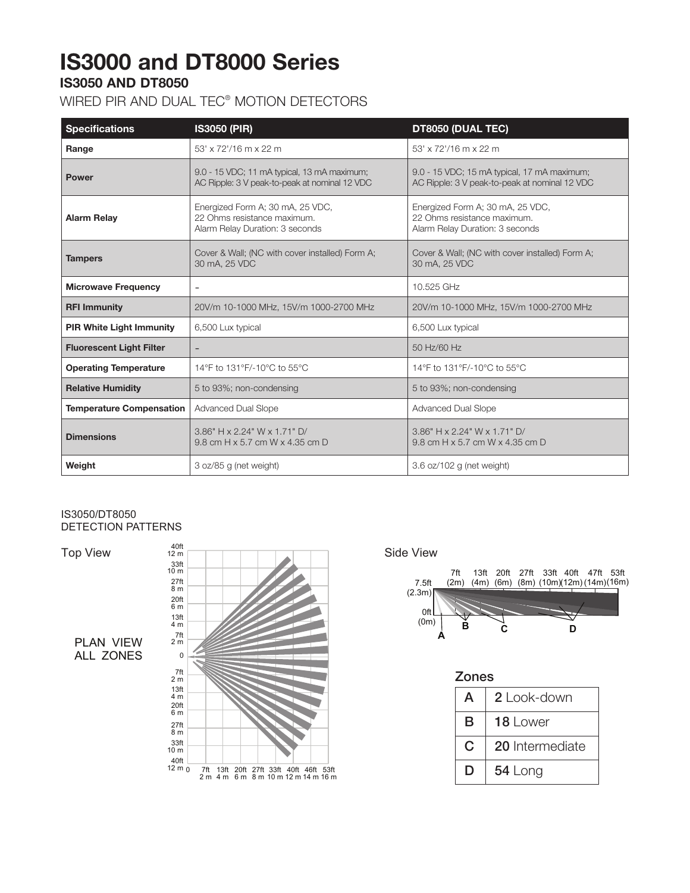# IS3000 and DT8000 Series

## IS3050 AND DT8050

WIRED PIR AND DUAL TEC® MOTION DETECTORS

| Specifications | IS3050 (PIR) | DT8050 (DUAL TEC) |
|---|---|---|
| Range | 53' x 72'/16 m x 22 m | 53' x 72'/16 m x 22 m |
| Power | 9.0 - 15 VDC; 11 mA typical, 13 mA maximum; AC Ripple: 3 V peak-to-peak at nominal 12 VDC | 9.0 - 15 VDC; 15 mA typical, 17 mA maximum; AC Ripple: 3 V peak-to-peak at nominal 12 VDC |
| Alarm Relay | Energized Form A; 30 mA, 25 VDC, 22 Ohms resistance maximum. Alarm Relay Duration: 3 seconds | Energized Form A; 30 mA, 25 VDC, 22 Ohms resistance maximum. Alarm Relay Duration: 3 seconds |
| Tampers | Cover & Wall; (NC with cover installed) Form A; 30 mA, 25 VDC | Cover & Wall; (NC with cover installed) Form A; 30 mA, 25 VDC |
| Microwave Frequency | – | 10.525 GHz |
| RFI Immunity | 20V/m 10-1000 MHz, 15V/m 1000-2700 MHz | 20V/m 10-1000 MHz, 15V/m 1000-2700 MHz |
| PIR White Light Immunity | 6,500 Lux typical | 6,500 Lux typical |
| Fluorescent Light Filter | – | 50 Hz/60 Hz |
| Operating Temperature | 14°F to 131°F/-10°C to 55°C | 14°F to 131°F/-10°C to 55°C |
| Relative Humidity | 5 to 93%; non-condensing | 5 to 93%; non-condensing |
| Temperature Compensation | Advanced Dual Slope | Advanced Dual Slope |
| Dimensions | 3.86" H x 2.24" W x 1.71" D/ 9.8 cm H x 5.7 cm W x 4.35 cm D | 3.86" H x 2.24" W x 1.71" D/ 9.8 cm H x 5.7 cm W x 4.35 cm D |
| Weight | 3 oz/85 g (net weight) | 3.6 oz/102 g (net weight) |

IS3050/DT8050
DETECTION PATTERNS

Top View

PLAN VIEW
ALL ZONES

Side View

Zones

| | |
|---|---|
| A | **2** Look-down |
| B | **18** Lower |
| C | **20** Intermediate |
| D | **54** Long |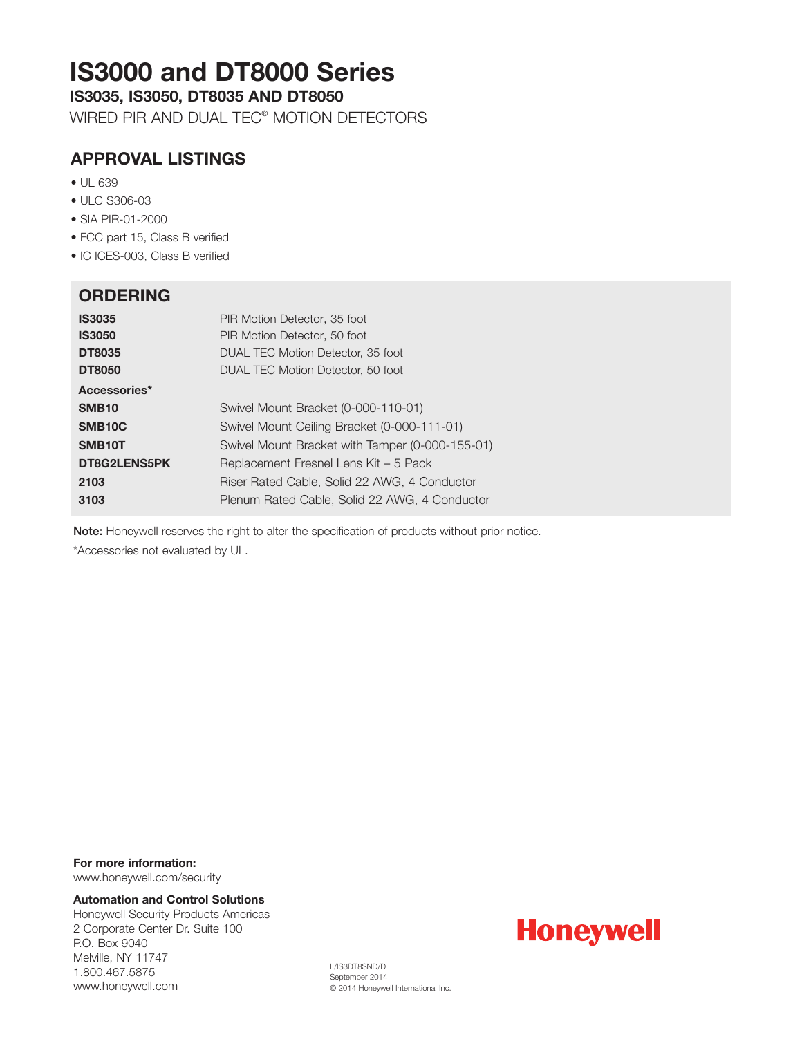# IS3000 and DT8000 Series

**IS3035, IS3050, DT8035 AND DT8050**

WIRED PIR AND DUAL TEC® MOTION DETECTORS

## APPROVAL LISTINGS

- UL 639
- ULC S306-03
- SIA PIR-01-2000
- FCC part 15, Class B verified
- IC ICES-003, Class B verified

## ORDERING

| | |
|---|---|
| **IS3035** | PIR Motion Detector, 35 foot |
| **IS3050** | PIR Motion Detector, 50 foot |
| **DT8035** | DUAL TEC Motion Detector, 35 foot |
| **DT8050** | DUAL TEC Motion Detector, 50 foot |
| **Accessories*** | |
| **SMB10** | Swivel Mount Bracket (0-000-110-01) |
| **SMB10C** | Swivel Mount Ceiling Bracket (0-000-111-01) |
| **SMB10T** | Swivel Mount Bracket with Tamper (0-000-155-01) |
| **DT8G2LENS5PK** | Replacement Fresnel Lens Kit – 5 Pack |
| **2103** | Riser Rated Cable, Solid 22 AWG, 4 Conductor |
| **3103** | Plenum Rated Cable, Solid 22 AWG, 4 Conductor |

**Note:** Honeywell reserves the right to alter the specification of products without prior notice.

*Accessories not evaluated by UL.

**For more information:**
www.honeywell.com/security

**Automation and Control Solutions**
Honeywell Security Products Americas
2 Corporate Center Dr. Suite 100
P.O. Box 9040
Melville, NY 11747
1.800.467.5875
www.honeywell.com

L/IS3DT8SND/D
September 2014
© 2014 Honeywell International Inc.

Honeywell